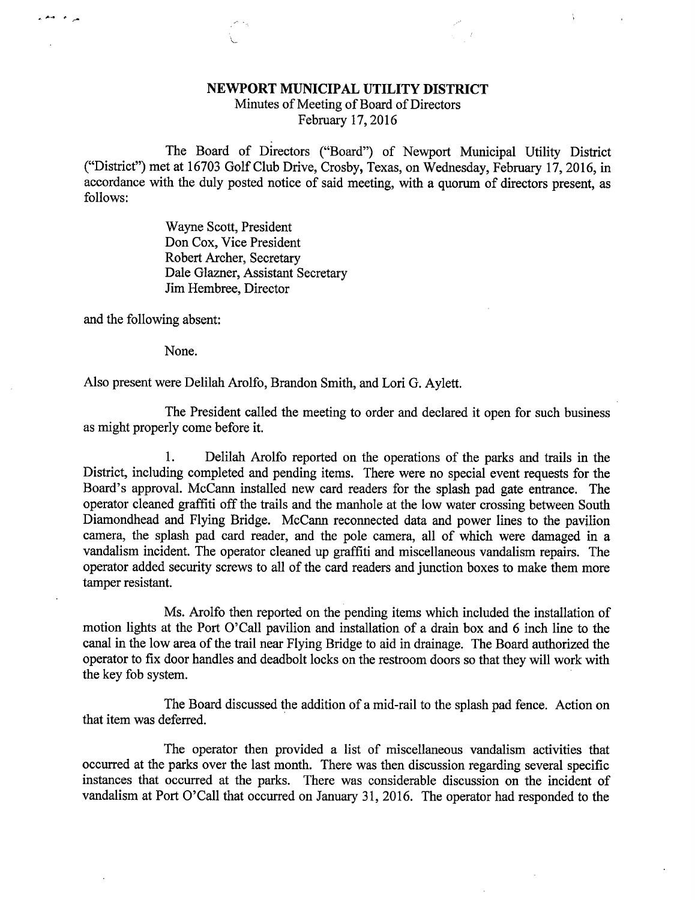# NEWPORT MUNICIPAL UTILITY DISTRICT

Minutes of Meeting of Board of Directors
February 17, 2016

The Board of Directors ("Board") of Newport Municipal Utility District ("District") met at 16703 Golf Club Drive, Crosby, Texas, on Wednesday, February 17, 2016, in accordance with the duly posted notice of said meeting, with a quorum of directors present, as follows:

Wayne Scott, President
Don Cox, Vice President
Robert Archer, Secretary
Dale Glazner, Assistant Secretary
Jim Hembree, Director

and the following absent:

None.

Also present were Delilah Arolfo, Brandon Smith, and Lori G. Aylett.

The President called the meeting to order and declared it open for such business as might properly come before it.

1. Delilah Arolfo reported on the operations of the parks and trails in the District, including completed and pending items. There were no special event requests for the Board's approval. McCann installed new card readers for the splash pad gate entrance. The operator cleaned graffiti off the trails and the manhole at the low water crossing between South Diamondhead and Flying Bridge. McCann reconnected data and power lines to the pavilion camera, the splash pad card reader, and the pole camera, all of which were damaged in a vandalism incident. The operator cleaned up graffiti and miscellaneous vandalism repairs. The operator added security screws to all of the card readers and junction boxes to make them more tamper resistant.

Ms. Arolfo then reported on the pending items which included the installation of motion lights at the Port O'Call pavilion and installation of a drain box and 6 inch line to the canal in the low area of the trail near Flying Bridge to aid in drainage. The Board authorized the operator to fix door handles and deadbolt locks on the restroom doors so that they will work with the key fob system.

The Board discussed the addition of a mid-rail to the splash pad fence. Action on that item was deferred.

The operator then provided a list of miscellaneous vandalism activities that occurred at the parks over the last month. There was then discussion regarding several specific instances that occurred at the parks. There was considerable discussion on the incident of vandalism at Port O'Call that occurred on January 31, 2016. The operator had responded to the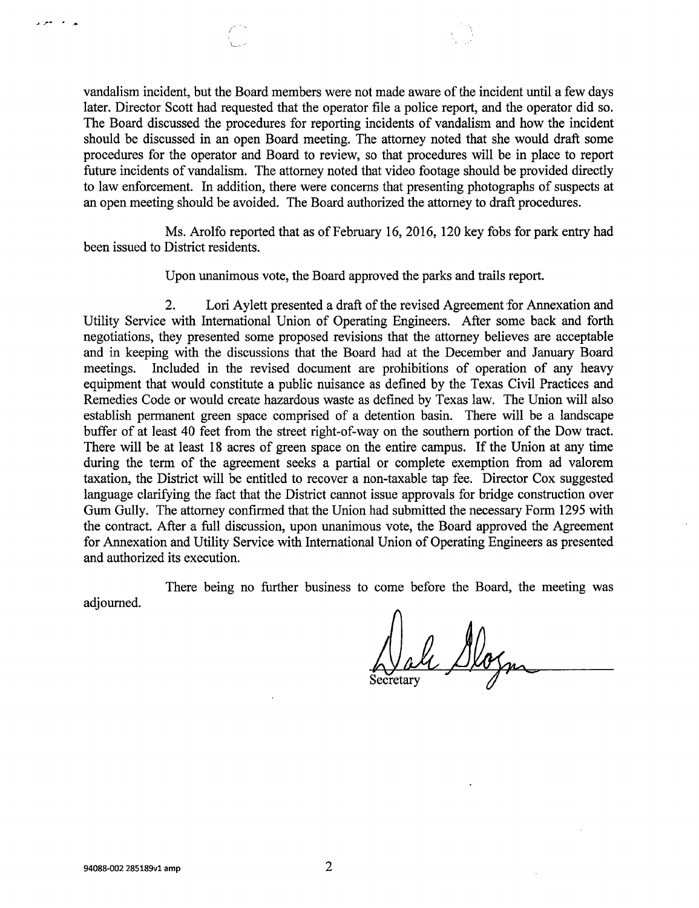vandalism incident, but the Board members were not made aware of the incident until a few days later. Director Scott had requested that the operator file a police report, and the operator did so. The Board discussed the procedures for reporting incidents of vandalism and how the incident should be discussed in an open Board meeting. The attorney noted that she would draft some procedures for the operator and Board to review, so that procedures will be in place to report future incidents of vandalism. The attorney noted that video footage should be provided directly to law enforcement. In addition, there were concerns that presenting photographs of suspects at an open meeting should be avoided. The Board authorized the attorney to draft procedures.

Ms. Arolfo reported that as of February 16, 2016, 120 key fobs for park entry had been issued to District residents.

Upon unanimous vote, the Board approved the parks and trails report.

2. Lori Aylett presented a draft of the revised Agreement for Annexation and Utility Service with International Union of Operating Engineers. After some back and forth negotiations, they presented some proposed revisions that the attorney believes are acceptable and in keeping with the discussions that the Board had at the December and January Board meetings. Included in the revised document are prohibitions of operation of any heavy equipment that would constitute a public nuisance as defined by the Texas Civil Practices and Remedies Code or would create hazardous waste as defined by Texas law. The Union will also establish permanent green space comprised of a detention basin. There will be a landscape buffer of at least 40 feet from the street right-of-way on the southern portion of the Dow tract. There will be at least 18 acres of green space on the entire campus. If the Union at any time during the term of the agreement seeks a partial or complete exemption from ad valorem taxation, the District will be entitled to recover a non-taxable tap fee. Director Cox suggested language clarifying the fact that the District cannot issue approvals for bridge construction over Gum Gully. The attorney confirmed that the Union had submitted the necessary Form 1295 with the contract. After a full discussion, upon unanimous vote, the Board approved the Agreement for Annexation and Utility Service with International Union of Operating Engineers as presented and authorized its execution.

There being no further business to come before the Board, the meeting was adjourned.

Dale Sloan

Secretary

94088-002 285189v1 amp